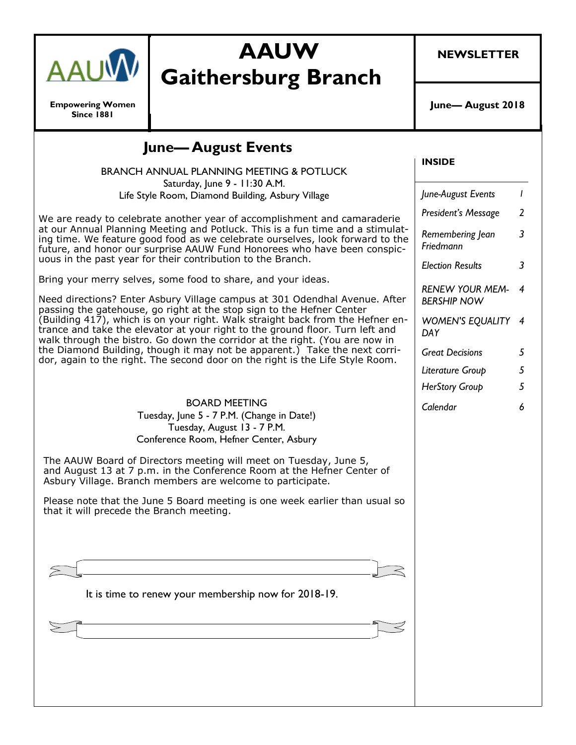# AAUW Gaithersburg Branch

**Empowering Women Since 1881**

**NEWSLETTER**

**June— August 2018**

## June— August Events

BRANCH ANNUAL PLANNING MEETING & POTLUCK
Saturday, June 9 - 11:30 A.M.
Life Style Room, Diamond Building, Asbury Village

We are ready to celebrate another year of accomplishment and camaraderie at our Annual Planning Meeting and Potluck. This is a fun time and a stimulating time. We feature good food as we celebrate ourselves, look forward to the future, and honor our surprise AAUW Fund Honorees who have been conspicuous in the past year for their contribution to the Branch.

Bring your merry selves, some food to share, and your ideas.

Need directions? Enter Asbury Village campus at 301 Odendhal Avenue. After passing the gatehouse, go right at the stop sign to the Hefner Center (Building 417), which is on your right. Walk straight back from the Hefner entrance and take the elevator at your right to the ground floor. Turn left and walk through the bistro. Go down the corridor at the right. (You are now in the Diamond Building, though it may not be apparent.) Take the next corridor, again to the right. The second door on the right is the Life Style Room.

BOARD MEETING
Tuesday, June 5 - 7 P.M. (Change in Date!)
Tuesday, August 13 - 7 P.M.
Conference Room, Hefner Center, Asbury

The AAUW Board of Directors meeting will meet on Tuesday, June 5, and August 13 at 7 p.m. in the Conference Room at the Hefner Center of Asbury Village. Branch members are welcome to participate.

Please note that the June 5 Board meeting is one week earlier than usual so that it will precede the Branch meeting.

It is time to renew your membership now for 2018-19.

**INSIDE**

| | |
|---|---|
| *June-August Events* | *1* |
| *President's Message* | *2* |
| *Remembering Jean Friedmann* | *3* |
| *Election Results* | *3* |
| *RENEW YOUR MEMBERSHIP NOW* | *4* |
| *WOMEN'S EQUALITY DAY* | *4* |
| *Great Decisions* | *5* |
| *Literature Group* | *5* |
| *HerStory Group* | *5* |
| *Calendar* | *6* |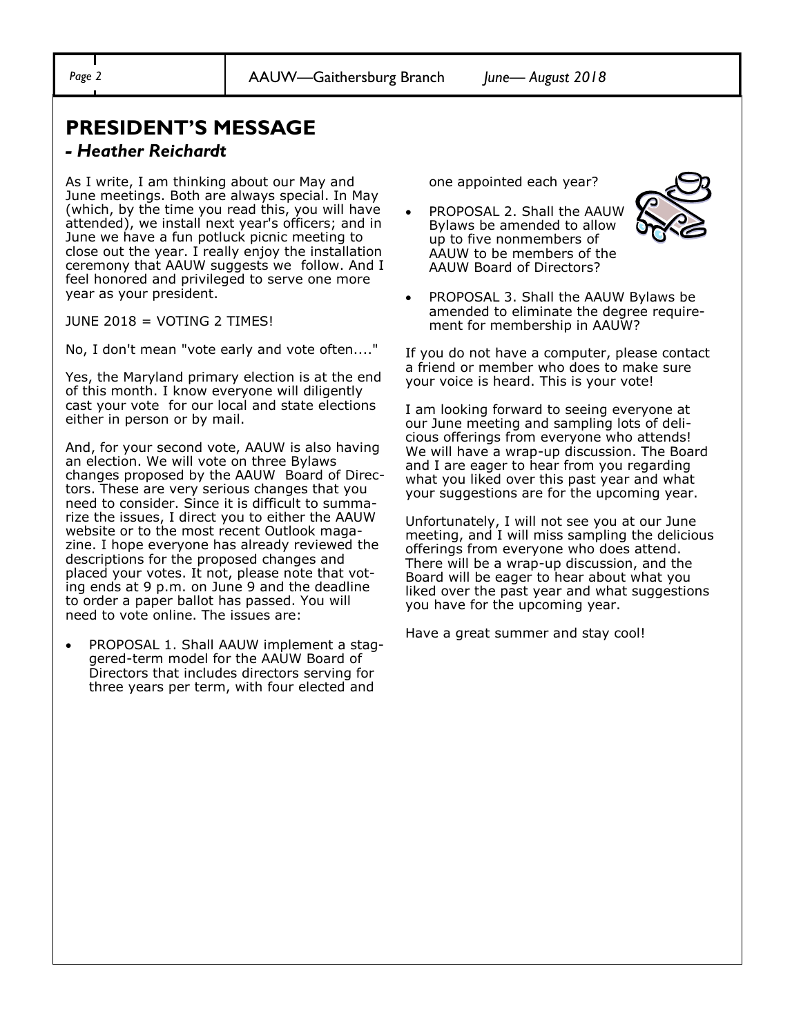## PRESIDENT'S MESSAGE

### *- Heather Reichardt*

As I write, I am thinking about our May and June meetings. Both are always special. In May (which, by the time you read this, you will have attended), we install next year's officers; and in June we have a fun potluck picnic meeting to close out the year. I really enjoy the installation ceremony that AAUW suggests we follow. And I feel honored and privileged to serve one more year as your president.

JUNE 2018 = VOTING 2 TIMES!

No, I don't mean "vote early and vote often...."

Yes, the Maryland primary election is at the end of this month. I know everyone will diligently cast your vote for our local and state elections either in person or by mail.

And, for your second vote, AAUW is also having an election. We will vote on three Bylaws changes proposed by the AAUW Board of Directors. These are very serious changes that you need to consider. Since it is difficult to summarize the issues, I direct you to either the AAUW website or to the most recent Outlook magazine. I hope everyone has already reviewed the descriptions for the proposed changes and placed your votes. It not, please note that voting ends at 9 p.m. on June 9 and the deadline to order a paper ballot has passed. You will need to vote online. The issues are:

- PROPOSAL 1. Shall AAUW implement a staggered-term model for the AAUW Board of Directors that includes directors serving for three years per term, with four elected and one appointed each year?
- PROPOSAL 2. Shall the AAUW Bylaws be amended to allow up to five nonmembers of AAUW to be members of the AAUW Board of Directors?
- PROPOSAL 3. Shall the AAUW Bylaws be amended to eliminate the degree requirement for membership in AAUW?

If you do not have a computer, please contact a friend or member who does to make sure your voice is heard. This is your vote!

I am looking forward to seeing everyone at our June meeting and sampling lots of delicious offerings from everyone who attends! We will have a wrap-up discussion. The Board and I are eager to hear from you regarding what you liked over this past year and what your suggestions are for the upcoming year.

Unfortunately, I will not see you at our June meeting, and I will miss sampling the delicious offerings from everyone who does attend. There will be a wrap-up discussion, and the Board will be eager to hear about what you liked over the past year and what suggestions you have for the upcoming year.

Have a great summer and stay cool!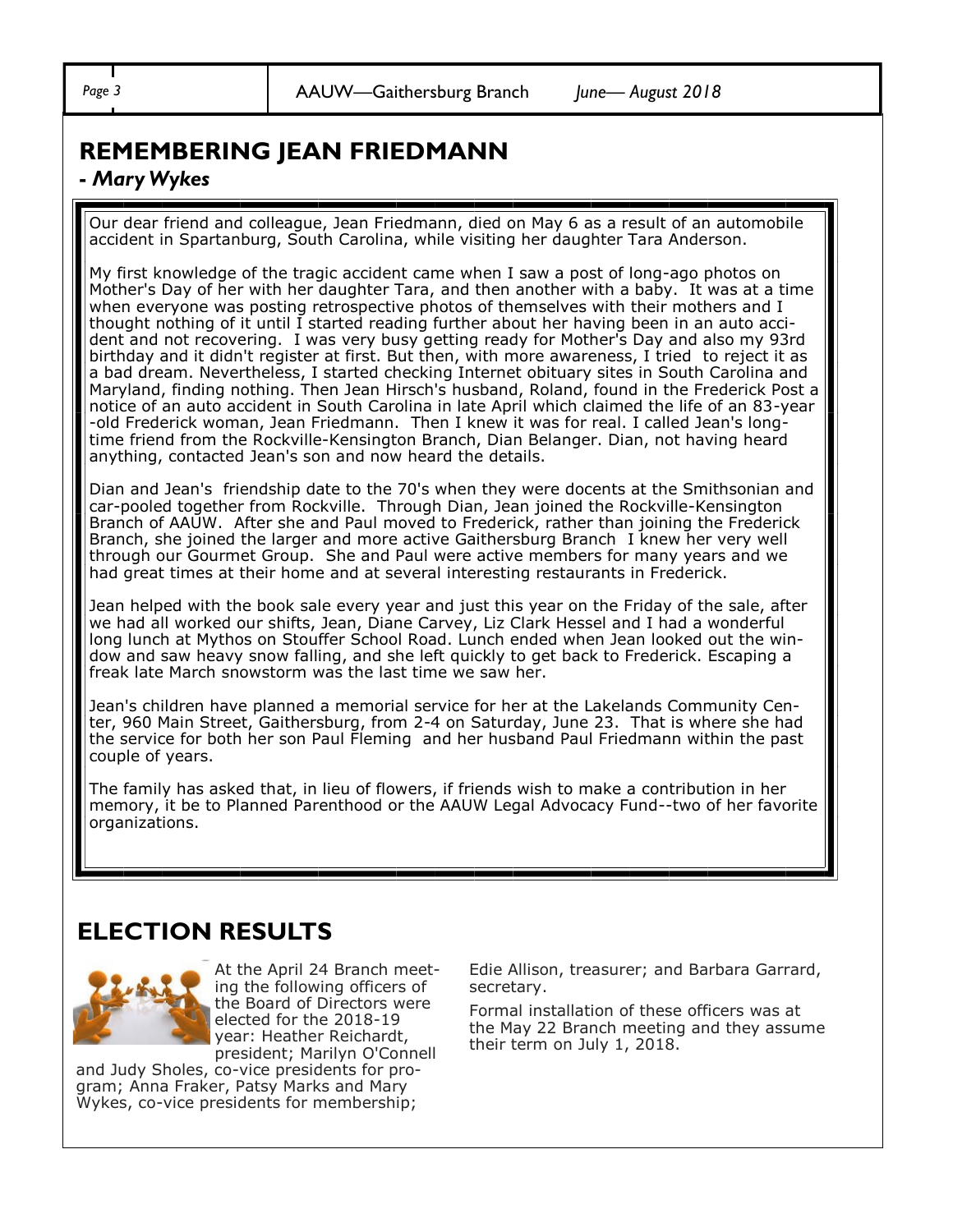## REMEMBERING JEAN FRIEDMANN

***- Mary Wykes***

Our dear friend and colleague, Jean Friedmann, died on May 6 as a result of an automobile accident in Spartanburg, South Carolina, while visiting her daughter Tara Anderson.

My first knowledge of the tragic accident came when I saw a post of long-ago photos on Mother's Day of her with her daughter Tara, and then another with a baby. It was at a time when everyone was posting retrospective photos of themselves with their mothers and I thought nothing of it until I started reading further about her having been in an auto accident and not recovering. I was very busy getting ready for Mother's Day and also my 93rd birthday and it didn't register at first. But then, with more awareness, I tried to reject it as a bad dream. Nevertheless, I started checking Internet obituary sites in South Carolina and Maryland, finding nothing. Then Jean Hirsch's husband, Roland, found in the Frederick Post a notice of an auto accident in South Carolina in late April which claimed the life of an 83-year-old Frederick woman, Jean Friedmann. Then I knew it was for real. I called Jean's long-time friend from the Rockville-Kensington Branch, Dian Belanger. Dian, not having heard anything, contacted Jean's son and now heard the details.

Dian and Jean's friendship date to the 70's when they were docents at the Smithsonian and car-pooled together from Rockville. Through Dian, Jean joined the Rockville-Kensington Branch of AAUW. After she and Paul moved to Frederick, rather than joining the Frederick Branch, she joined the larger and more active Gaithersburg Branch I knew her very well through our Gourmet Group. She and Paul were active members for many years and we had great times at their home and at several interesting restaurants in Frederick.

Jean helped with the book sale every year and just this year on the Friday of the sale, after we had all worked our shifts, Jean, Diane Carvey, Liz Clark Hessel and I had a wonderful long lunch at Mythos on Stouffer School Road. Lunch ended when Jean looked out the window and saw heavy snow falling, and she left quickly to get back to Frederick. Escaping a freak late March snowstorm was the last time we saw her.

Jean's children have planned a memorial service for her at the Lakelands Community Center, 960 Main Street, Gaithersburg, from 2-4 on Saturday, June 23. That is where she had the service for both her son Paul Fleming and her husband Paul Friedmann within the past couple of years.

The family has asked that, in lieu of flowers, if friends wish to make a contribution in her memory, it be to Planned Parenthood or the AAUW Legal Advocacy Fund--two of her favorite organizations.

## ELECTION RESULTS

At the April 24 Branch meeting the following officers of the Board of Directors were elected for the 2018-19 year: Heather Reichardt, president; Marilyn O'Connell and Judy Sholes, co-vice presidents for program; Anna Fraker, Patsy Marks and Mary Wykes, co-vice presidents for membership; Edie Allison, treasurer; and Barbara Garrard, secretary.

Formal installation of these officers was at the May 22 Branch meeting and they assume their term on July 1, 2018.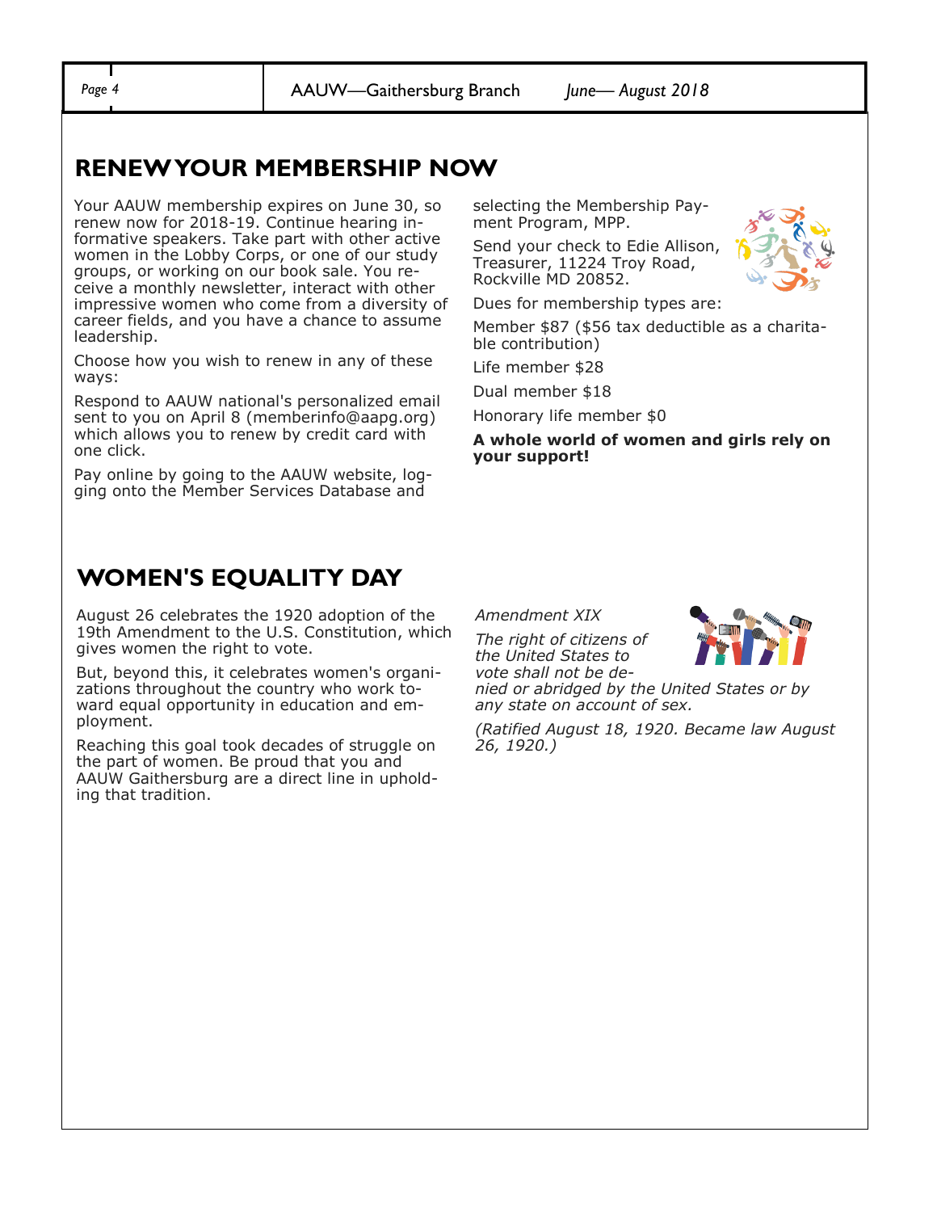## RENEW YOUR MEMBERSHIP NOW

Your AAUW membership expires on June 30, so renew now for 2018-19. Continue hearing informative speakers. Take part with other active women in the Lobby Corps, or one of our study groups, or working on our book sale. You receive a monthly newsletter, interact with other impressive women who come from a diversity of career fields, and you have a chance to assume leadership.

Choose how you wish to renew in any of these ways:

Respond to AAUW national's personalized email sent to you on April 8 (memberinfo@aapg.org) which allows you to renew by credit card with one click.

Pay online by going to the AAUW website, logging onto the Member Services Database and selecting the Membership Payment Program, MPP.

Send your check to Edie Allison, Treasurer, 11224 Troy Road, Rockville MD 20852.

Dues for membership types are:

Member $87 ($56 tax deductible as a charitable contribution)

Life member $28

Dual member $18

Honorary life member $0

**A whole world of women and girls rely on your support!**

## WOMEN'S EQUALITY DAY

August 26 celebrates the 1920 adoption of the 19th Amendment to the U.S. Constitution, which gives women the right to vote.

But, beyond this, it celebrates women's organizations throughout the country who work toward equal opportunity in education and employment.

Reaching this goal took decades of struggle on the part of women. Be proud that you and AAUW Gaithersburg are a direct line in upholding that tradition.

*Amendment XIX*

*The right of citizens of the United States to vote shall not be denied or abridged by the United States or by any state on account of sex.*

*(Ratified August 18, 1920. Became law August 26, 1920.)*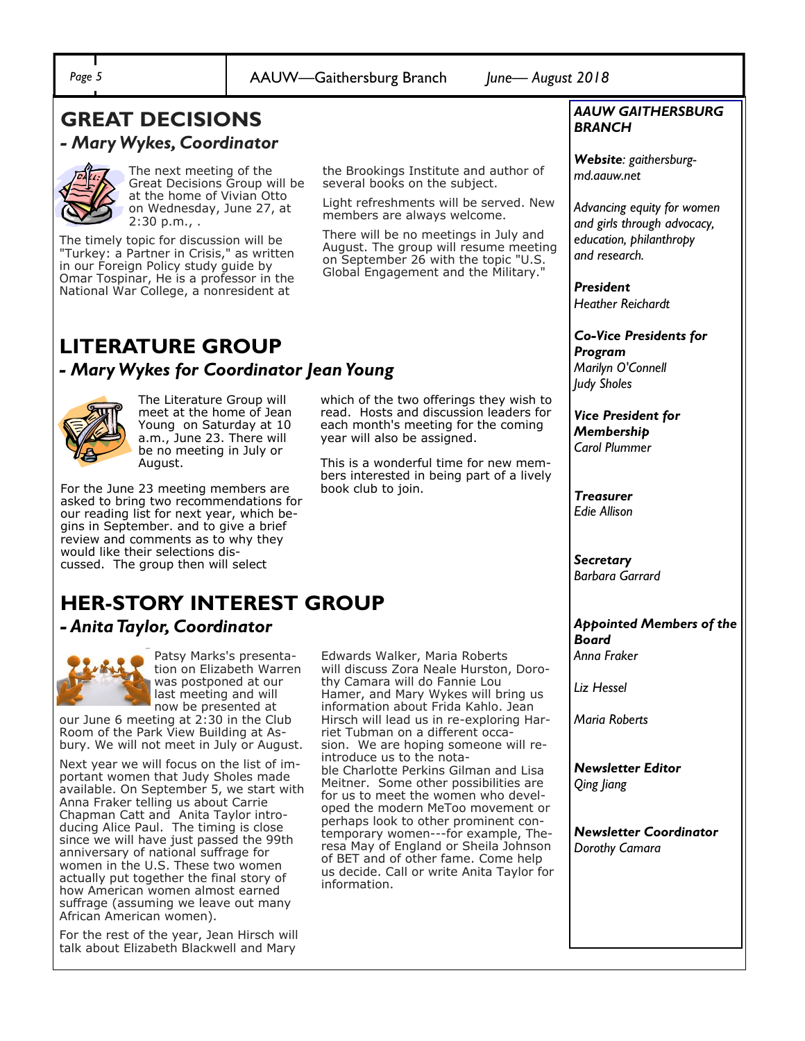## GREAT DECISIONS

### *- Mary Wykes, Coordinator*

The next meeting of the Great Decisions Group will be at the home of Vivian Otto on Wednesday, June 27, at 2:30 p.m., .

The timely topic for discussion will be "Turkey: a Partner in Crisis," as written in our Foreign Policy study guide by Omar Tospinar, He is a professor in the National War College, a nonresident at the Brookings Institute and author of several books on the subject.

Light refreshments will be served. New members are always welcome.

There will be no meetings in July and August. The group will resume meeting on September 26 with the topic "U.S. Global Engagement and the Military."

## LITERATURE GROUP

### *- Mary Wykes for Coordinator Jean Young*

The Literature Group will meet at the home of Jean Young on Saturday at 10 a.m., June 23. There will be no meeting in July or August.

For the June 23 meeting members are asked to bring two recommendations for our reading list for next year, which begins in September. and to give a brief review and comments as to why they would like their selections discussed. The group then will select which of the two offerings they wish to read. Hosts and discussion leaders for each month's meeting for the coming year will also be assigned.

This is a wonderful time for new members interested in being part of a lively book club to join.

## HER-STORY INTEREST GROUP

### *- Anita Taylor, Coordinator*

Patsy Marks's presentation on Elizabeth Warren was postponed at our last meeting and will now be presented at our June 6 meeting at 2:30 in the Club Room of the Park View Building at Asbury. We will not meet in July or August.

Next year we will focus on the list of important women that Judy Sholes made available. On September 5, we start with Anna Fraker telling us about Carrie Chapman Catt and Anita Taylor introducing Alice Paul. The timing is close since we will have just passed the 99th anniversary of national suffrage for women in the U.S. These two women actually put together the final story of how American women almost earned suffrage (assuming we leave out many African American women).

For the rest of the year, Jean Hirsch will talk about Elizabeth Blackwell and Mary Edwards Walker, Maria Roberts will discuss Zora Neale Hurston, Dorothy Camara will do Fannie Lou Hamer, and Mary Wykes will bring us information about Frida Kahlo. Jean Hirsch will lead us in re-exploring Harriet Tubman on a different occasion. We are hoping someone will reintroduce us to the notable Charlotte Perkins Gilman and Lisa Meitner. Some other possibilities are for us to meet the women who developed the modern MeToo movement or perhaps look to other prominent contemporary women---for example, Theresa May of England or Sheila Johnson of BET and of other fame. Come help us decide. Call or write Anita Taylor for information.

---

***AAUW GAITHERSBURG BRANCH***

***Website****: gaithersburg-md.aauw.net*

*Advancing equity for women and girls through advocacy, education, philanthropy and research.*

***President***
*Heather Reichardt*

***Co-Vice Presidents for Program***
*Marilyn O'Connell*
*Judy Sholes*

***Vice President for Membership***
*Carol Plummer*

***Treasurer***
*Edie Allison*

***Secretary***
*Barbara Garrard*

***Appointed Members of the Board***
*Anna Fraker*

*Liz Hessel*

*Maria Roberts*

***Newsletter Editor***
*Qing Jiang*

***Newsletter Coordinator***
*Dorothy Camara*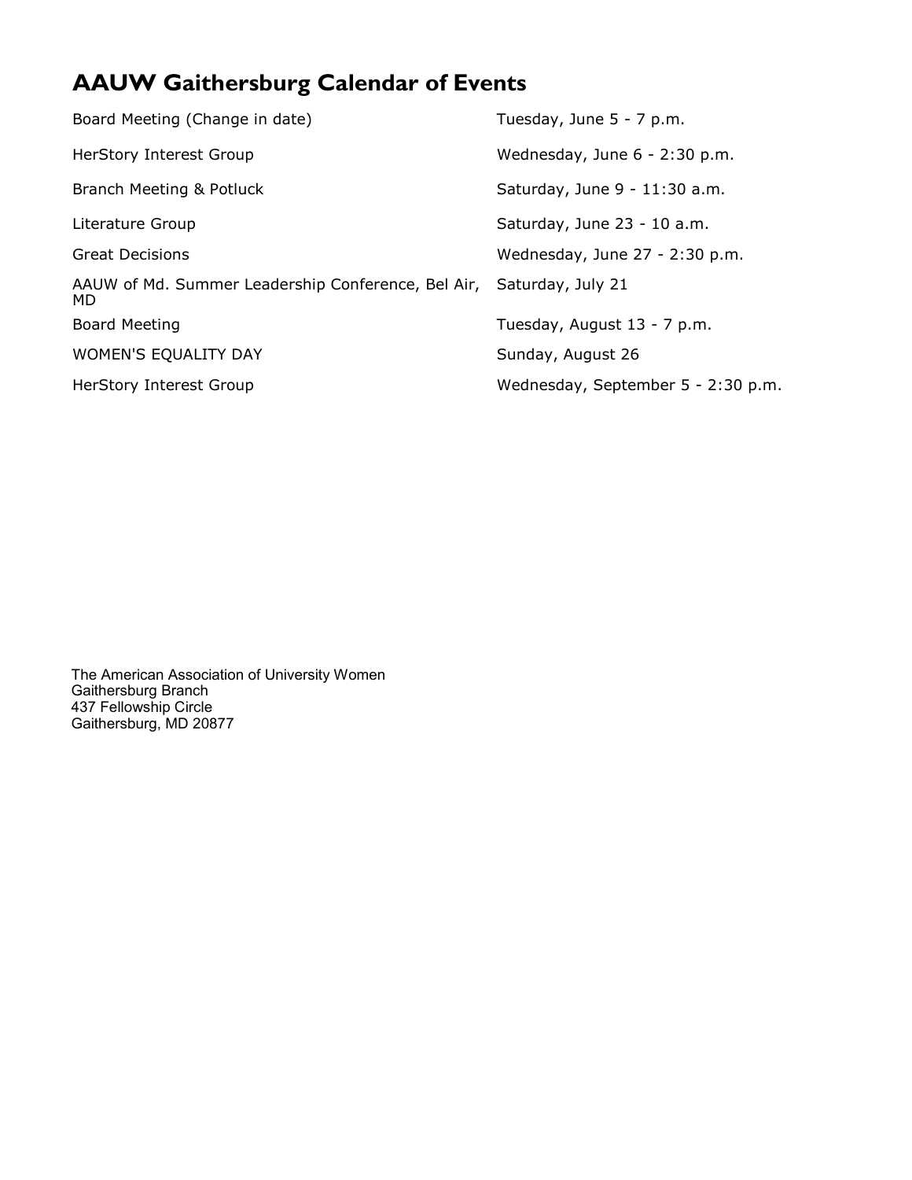## AAUW Gaithersburg Calendar of Events

| | |
|---|---|
| Board Meeting (Change in date) | Tuesday, June 5 - 7 p.m. |
| HerStory Interest Group | Wednesday, June 6 - 2:30 p.m. |
| Branch Meeting & Potluck | Saturday, June 9 - 11:30 a.m. |
| Literature Group | Saturday, June 23 - 10 a.m. |
| Great Decisions | Wednesday, June 27 - 2:30 p.m. |
| AAUW of Md. Summer Leadership Conference, Bel Air, MD | Saturday, July 21 |
| Board Meeting | Tuesday, August 13 - 7 p.m. |
| WOMEN'S EQUALITY DAY | Sunday, August 26 |
| HerStory Interest Group | Wednesday, September 5 - 2:30 p.m. |

The American Association of University Women
Gaithersburg Branch
437 Fellowship Circle
Gaithersburg, MD 20877